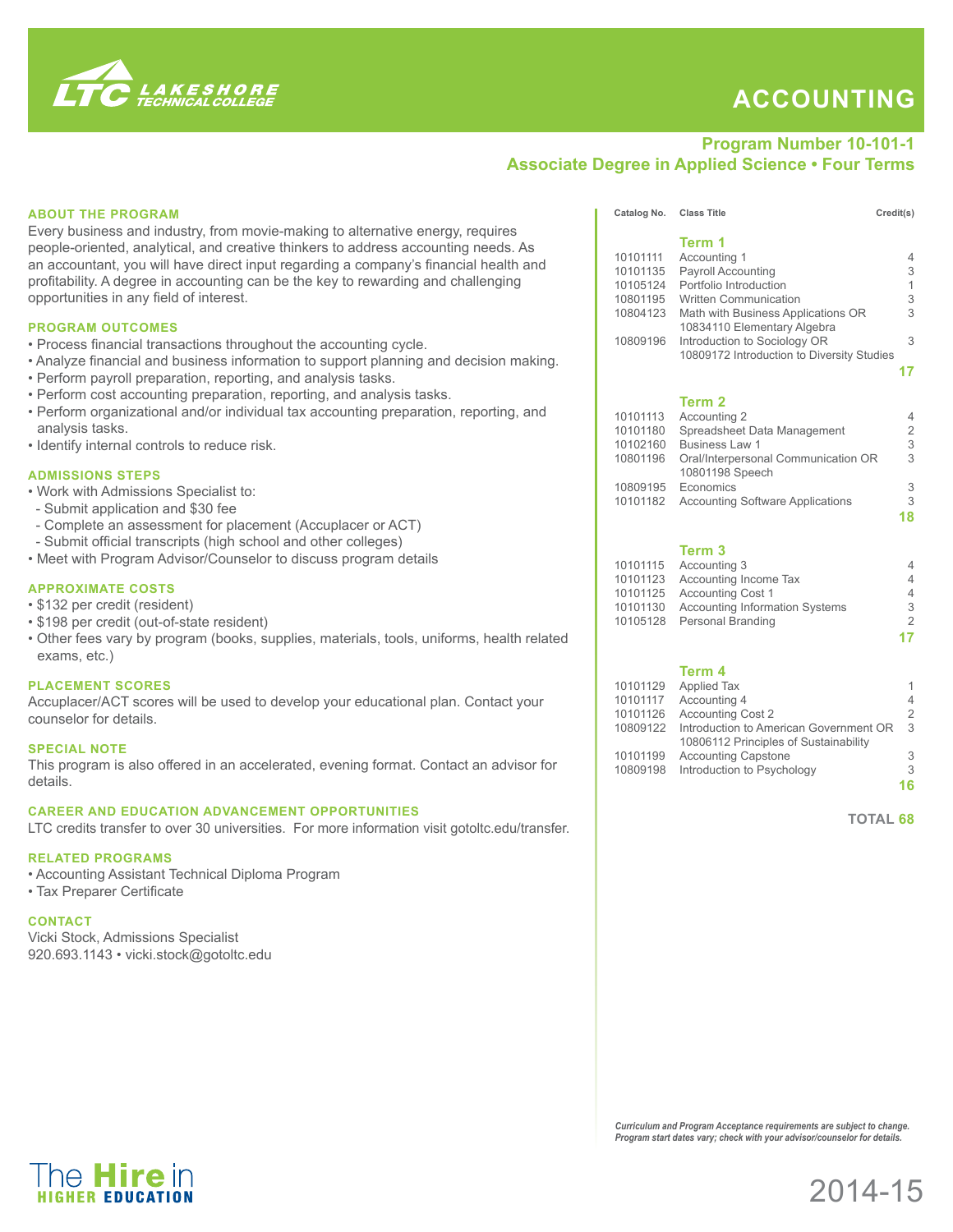LTC LAKESHORE TECHNICAL COLLEGE

# ACCOUNTING

## Program Number 10-101-1
## Associate Degree in Applied Science • Four Terms

### ABOUT THE PROGRAM

Every business and industry, from movie-making to alternative energy, requires people-oriented, analytical, and creative thinkers to address accounting needs. As an accountant, you will have direct input regarding a company's financial health and profitability. A degree in accounting can be the key to rewarding and challenging opportunities in any field of interest.

### PROGRAM OUTCOMES

- Process financial transactions throughout the accounting cycle.
- Analyze financial and business information to support planning and decision making.
- Perform payroll preparation, reporting, and analysis tasks.
- Perform cost accounting preparation, reporting, and analysis tasks.
- Perform organizational and/or individual tax accounting preparation, reporting, and analysis tasks.
- Identify internal controls to reduce risk.

### ADMISSIONS STEPS

- Work with Admissions Specialist to:
  - Submit application and $30 fee
  - Complete an assessment for placement (Accuplacer or ACT)
  - Submit official transcripts (high school and other colleges)
- Meet with Program Advisor/Counselor to discuss program details

### APPROXIMATE COSTS

- $132 per credit (resident)
- $198 per credit (out-of-state resident)
- Other fees vary by program (books, supplies, materials, tools, uniforms, health related exams, etc.)

### PLACEMENT SCORES

Accuplacer/ACT scores will be used to develop your educational plan. Contact your counselor for details.

### SPECIAL NOTE

This program is also offered in an accelerated, evening format. Contact an advisor for details.

### CAREER AND EDUCATION ADVANCEMENT OPPORTUNITIES

LTC credits transfer to over 30 universities. For more information visit gotoltc.edu/transfer.

### RELATED PROGRAMS

- Accounting Assistant Technical Diploma Program
- Tax Preparer Certificate

### CONTACT

Vicki Stock, Admissions Specialist
920.693.1143 • vicki.stock@gotoltc.edu

| Catalog No. | Class Title | Credit(s) |
|---|---|---|
| | **Term 1** | |
| 10101111 | Accounting 1 | 4 |
| 10101135 | Payroll Accounting | 3 |
| 10105124 | Portfolio Introduction | 1 |
| 10801195 | Written Communication | 3 |
| 10804123 | Math with Business Applications OR 10834110 Elementary Algebra | 3 |
| 10809196 | Introduction to Sociology OR 10809172 Introduction to Diversity Studies | 3 |
| | | **17** |
| | **Term 2** | |
| 10101113 | Accounting 2 | 4 |
| 10101180 | Spreadsheet Data Management | 2 |
| 10102160 | Business Law 1 | 3 |
| 10801196 | Oral/Interpersonal Communication OR 10801198 Speech | 3 |
| 10809195 | Economics | 3 |
| 10101182 | Accounting Software Applications | 3 |
| | | **18** |
| | **Term 3** | |
| 10101115 | Accounting 3 | 4 |
| 10101123 | Accounting Income Tax | 4 |
| 10101125 | Accounting Cost 1 | 4 |
| 10101130 | Accounting Information Systems | 3 |
| 10105128 | Personal Branding | 2 |
| | | **17** |
| | **Term 4** | |
| 10101129 | Applied Tax | 1 |
| 10101117 | Accounting 4 | 4 |
| 10101126 | Accounting Cost 2 | 2 |
| 10809122 | Introduction to American Government OR 10806112 Principles of Sustainability | 3 |
| 10101199 | Accounting Capstone | 3 |
| 10809198 | Introduction to Psychology | 3 |
| | | **16** |
| | **TOTAL** | **68** |

*Curriculum and Program Acceptance requirements are subject to change. Program start dates vary; check with your advisor/counselor for details.*

The Hire in HIGHER EDUCATION

2014-15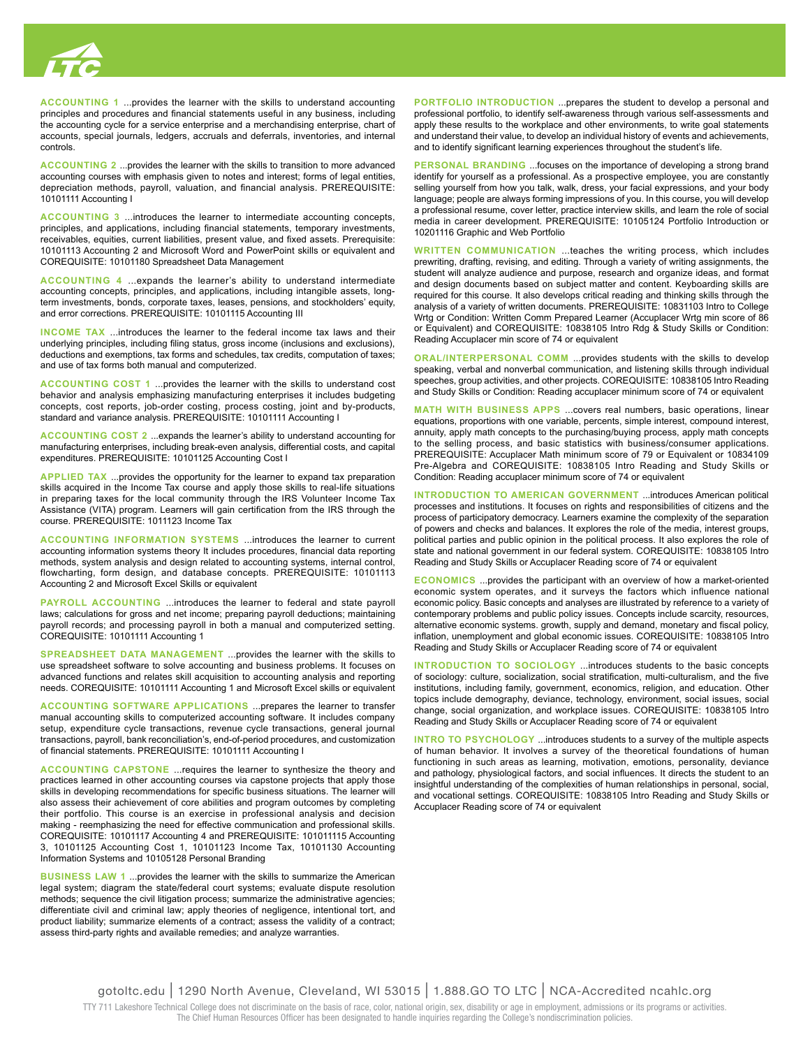**ACCOUNTING 1** ...provides the learner with the skills to understand accounting principles and procedures and financial statements useful in any business, including the accounting cycle for a service enterprise and a merchandising enterprise, chart of accounts, special journals, ledgers, accruals and deferrals, inventories, and internal controls.

**ACCOUNTING 2** ...provides the learner with the skills to transition to more advanced accounting courses with emphasis given to notes and interest; forms of legal entities, depreciation methods, payroll, valuation, and financial analysis. PREREQUISITE: 10101111 Accounting I

**ACCOUNTING 3** ...introduces the learner to intermediate accounting concepts, principles, and applications, including financial statements, temporary investments, receivables, equities, current liabilities, present value, and fixed assets. Prerequisite: 10101113 Accounting 2 and Microsoft Word and PowerPoint skills or equivalent and COREQUISITE: 10101180 Spreadsheet Data Management

**ACCOUNTING 4** ...expands the learner's ability to understand intermediate accounting concepts, principles, and applications, including intangible assets, long-term investments, bonds, corporate taxes, leases, pensions, and stockholders' equity, and error corrections. PREREQUISITE: 10101115 Accounting III

**INCOME TAX** ...introduces the learner to the federal income tax laws and their underlying principles, including filing status, gross income (inclusions and exclusions), deductions and exemptions, tax forms and schedules, tax credits, computation of taxes; and use of tax forms both manual and computerized.

**ACCOUNTING COST 1** ...provides the learner with the skills to understand cost behavior and analysis emphasizing manufacturing enterprises it includes budgeting concepts, cost reports, job-order costing, process costing, joint and by-products, standard and variance analysis. PREREQUISITE: 10101111 Accounting I

**ACCOUNTING COST 2** ...expands the learner's ability to understand accounting for manufacturing enterprises, including break-even analysis, differential costs, and capital expenditures. PREREQUISITE: 10101125 Accounting Cost I

**APPLIED TAX** ...provides the opportunity for the learner to expand tax preparation skills acquired in the Income Tax course and apply those skills to real-life situations in preparing taxes for the local community through the IRS Volunteer Income Tax Assistance (VITA) program. Learners will gain certification from the IRS through the course. PREREQUISITE: 1011123 Income Tax

**ACCOUNTING INFORMATION SYSTEMS** ...introduces the learner to current accounting information systems theory It includes procedures, financial data reporting methods, system analysis and design related to accounting systems, internal control, flowcharting, form design, and database concepts. PREREQUISITE: 10101113 Accounting 2 and Microsoft Excel Skills or equivalent

**PAYROLL ACCOUNTING** ...introduces the learner to federal and state payroll laws; calculations for gross and net income; preparing payroll deductions; maintaining payroll records; and processing payroll in both a manual and computerized setting. COREQUISITE: 10101111 Accounting 1

**SPREADSHEET DATA MANAGEMENT** ...provides the learner with the skills to use spreadsheet software to solve accounting and business problems. It focuses on advanced functions and relates skill acquisition to accounting analysis and reporting needs. COREQUISITE: 10101111 Accounting 1 and Microsoft Excel skills or equivalent

**ACCOUNTING SOFTWARE APPLICATIONS** ...prepares the learner to transfer manual accounting skills to computerized accounting software. It includes company setup, expenditure cycle transactions, revenue cycle transactions, general journal transactions, payroll, bank reconciliation's, end-of-period procedures, and customization of financial statements. PREREQUISITE: 10101111 Accounting I

**ACCOUNTING CAPSTONE** ...requires the learner to synthesize the theory and practices learned in other accounting courses via capstone projects that apply those skills in developing recommendations for specific business situations. The learner will also assess their achievement of core abilities and program outcomes by completing their portfolio. This course is an exercise in professional analysis and decision making - reemphasizing the need for effective communication and professional skills. COREQUISITE: 10101117 Accounting 4 and PREREQUISITE: 101011115 Accounting 3, 10101125 Accounting Cost 1, 10101123 Income Tax, 10101130 Accounting Information Systems and 10105128 Personal Branding

**BUSINESS LAW 1** ...provides the learner with the skills to summarize the American legal system; diagram the state/federal court systems; evaluate dispute resolution methods; sequence the civil litigation process; summarize the administrative agencies; differentiate civil and criminal law; apply theories of negligence, intentional tort, and product liability; summarize elements of a contract; assess the validity of a contract; assess third-party rights and available remedies; and analyze warranties.

**PORTFOLIO INTRODUCTION** ...prepares the student to develop a personal and professional portfolio, to identify self-awareness through various self-assessments and apply these results to the workplace and other environments, to write goal statements and understand their value, to develop an individual history of events and achievements, and to identify significant learning experiences throughout the student's life.

**PERSONAL BRANDING** ...focuses on the importance of developing a strong brand identify for yourself as a professional. As a prospective employee, you are constantly selling yourself from how you talk, walk, dress, your facial expressions, and your body language; people are always forming impressions of you. In this course, you will develop a professional resume, cover letter, practice interview skills, and learn the role of social media in career development. PREREQUISITE: 10105124 Portfolio Introduction or 10201116 Graphic and Web Portfolio

**WRITTEN COMMUNICATION** ...teaches the writing process, which includes prewriting, drafting, revising, and editing. Through a variety of writing assignments, the student will analyze audience and purpose, research and organize ideas, and format and design documents based on subject matter and content. Keyboarding skills are required for this course. It also develops critical reading and thinking skills through the analysis of a variety of written documents. PREREQUISITE: 10831103 Intro to College Wrtg or Condition: Written Comm Prepared Learner (Accuplacer Wrtg min score of 86 or Equivalent) and COREQUISITE: 10838105 Intro Rdg & Study Skills or Condition: Reading Accuplacer min score of 74 or equivalent

**ORAL/INTERPERSONAL COMM** ...provides students with the skills to develop speaking, verbal and nonverbal communication, and listening skills through individual speeches, group activities, and other projects. COREQUISITE: 10838105 Intro Reading and Study Skills or Condition: Reading accuplacer minimum score of 74 or equivalent

**MATH WITH BUSINESS APPS** ...covers real numbers, basic operations, linear equations, proportions with one variable, percents, simple interest, compound interest, annuity, apply math concepts to the purchasing/buying process, apply math concepts to the selling process, and basic statistics with business/consumer applications. PREREQUISITE: Accuplacer Math minimum score of 79 or Equivalent or 10834109 Pre-Algebra and COREQUISITE: 10838105 Intro Reading and Study Skills or Condition: Reading accuplacer minimum score of 74 or equivalent

**INTRODUCTION TO AMERICAN GOVERNMENT** ...introduces American political processes and institutions. It focuses on rights and responsibilities of citizens and the process of participatory democracy. Learners examine the complexity of the separation of powers and checks and balances. It explores the role of the media, interest groups, political parties and public opinion in the political process. It also explores the role of state and national government in our federal system. COREQUISITE: 10838105 Intro Reading and Study Skills or Accuplacer Reading score of 74 or equivalent

**ECONOMICS** ...provides the participant with an overview of how a market-oriented economic system operates, and it surveys the factors which influence national economic policy. Basic concepts and analyses are illustrated by reference to a variety of contemporary problems and public policy issues. Concepts include scarcity, resources, alternative economic systems. growth, supply and demand, monetary and fiscal policy, inflation, unemployment and global economic issues. COREQUISITE: 10838105 Intro Reading and Study Skills or Accuplacer Reading score of 74 or equivalent

**INTRODUCTION TO SOCIOLOGY** ...introduces students to the basic concepts of sociology: culture, socialization, social stratification, multi-culturalism, and the five institutions, including family, government, economics, religion, and education. Other topics include demography, deviance, technology, environment, social issues, social change, social organization, and workplace issues. COREQUISITE: 10838105 Intro Reading and Study Skills or Accuplacer Reading score of 74 or equivalent

**INTRO TO PSYCHOLOGY** ...introduces students to a survey of the multiple aspects of human behavior. It involves a survey of the theoretical foundations of human functioning in such areas as learning, motivation, emotions, personality, deviance and pathology, physiological factors, and social influences. It directs the student to an insightful understanding of the complexities of human relationships in personal, social, and vocational settings. COREQUISITE: 10838105 Intro Reading and Study Skills or Accuplacer Reading score of 74 or equivalent

gotoltc.edu | 1290 North Avenue, Cleveland, WI 53015 | 1.888.GO TO LTC | NCA-Accredited ncahlc.org

TTY 711 Lakeshore Technical College does not discriminate on the basis of race, color, national origin, sex, disability or age in employment, admissions or its programs or activities. The Chief Human Resources Officer has been designated to handle inquiries regarding the College's nondiscrimination policies.